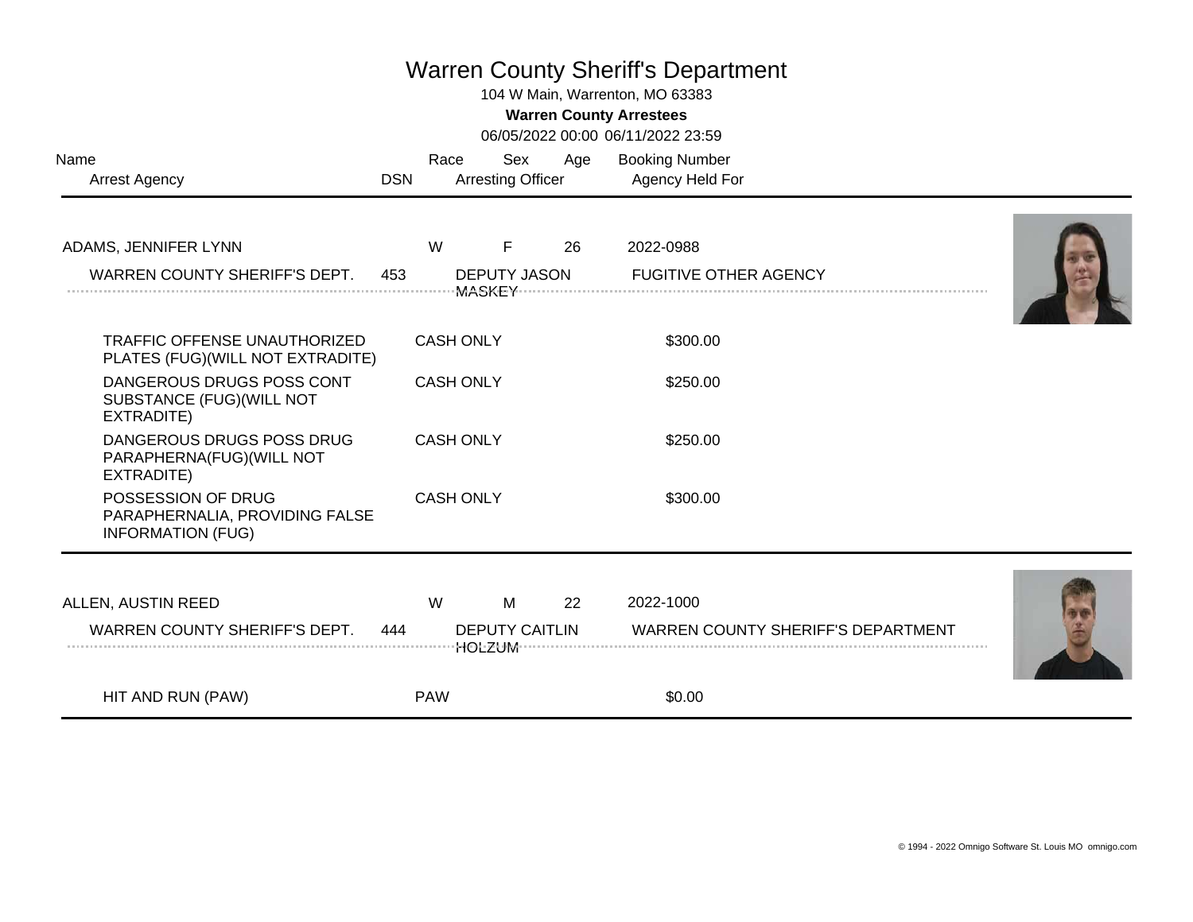# Warren County Sheriff's Department

104 W Main, Warrenton, MO 63383

**Warren County Arrestees**

06/05/2022 00:00 06/11/2022 23:59

| Name / Arrest Agency | DSN | Race | Sex / Arresting Officer | Age | Booking Number / Agency Held For |
|---|---|---|---|---|---|
| ADAMS, JENNIFER LYNN | | W | F | 26 | 2022-0988 |
| WARREN COUNTY SHERIFF'S DEPT. | 453 | | DEPUTY JASON MASKEY | | FUGITIVE OTHER AGENCY |

| Charge | Bond Type | Bond Amount |
|---|---|---|
| TRAFFIC OFFENSE UNAUTHORIZED PLATES (FUG)(WILL NOT EXTRADITE) | CASH ONLY | $300.00 |
| DANGEROUS DRUGS POSS CONT SUBSTANCE (FUG)(WILL NOT EXTRADITE) | CASH ONLY | $250.00 |
| DANGEROUS DRUGS POSS DRUG PARAPHERNA(FUG)(WILL NOT EXTRADITE) | CASH ONLY | $250.00 |
| POSSESSION OF DRUG PARAPHERNALIA, PROVIDING FALSE INFORMATION (FUG) | CASH ONLY | $300.00 |

| Name / Arrest Agency | DSN | Race | Sex / Arresting Officer | Age | Booking Number / Agency Held For |
|---|---|---|---|---|---|
| ALLEN, AUSTIN REED | | W | M | 22 | 2022-1000 |
| WARREN COUNTY SHERIFF'S DEPT. | 444 | | DEPUTY CAITLIN HOLZUM | | WARREN COUNTY SHERIFF'S DEPARTMENT |

| Charge | Bond Type | Bond Amount |
|---|---|---|
| HIT AND RUN (PAW) | PAW | $0.00 |

© 1994 - 2022 Omnigo Software St. Louis MO omnigo.com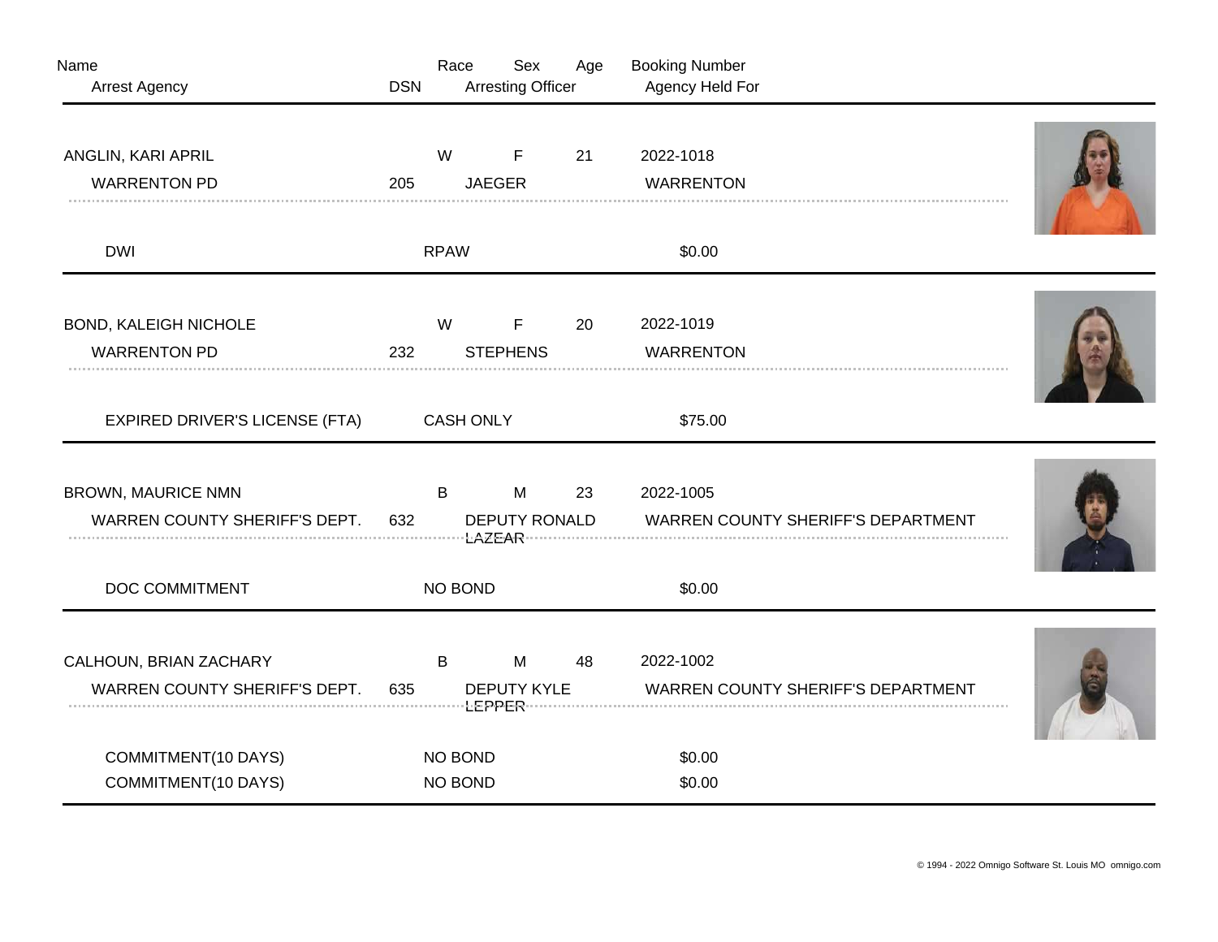| Name | Race | Sex | Age | Booking Number |
|---|---|---|---|---|
| Arrest Agency | DSN | Arresting Officer | | Agency Held For |
| ANGLIN, KARI APRIL | W | F | 21 | 2022-1018 |
| WARRENTON PD | 205 | JAEGER | | WARRENTON |
| DWI | RPAW | | | $0.00 |
| BOND, KALEIGH NICHOLE | W | F | 20 | 2022-1019 |
| WARRENTON PD | 232 | STEPHENS | | WARRENTON |
| EXPIRED DRIVER'S LICENSE (FTA) | CASH ONLY | | | $75.00 |
| BROWN, MAURICE NMN | B | M | 23 | 2022-1005 |
| WARREN COUNTY SHERIFF'S DEPT. | 632 | DEPUTY RONALD LAZEAR | | WARREN COUNTY SHERIFF'S DEPARTMENT |
| DOC COMMITMENT | NO BOND | | | $0.00 |
| CALHOUN, BRIAN ZACHARY | B | M | 48 | 2022-1002 |
| WARREN COUNTY SHERIFF'S DEPT. | 635 | DEPUTY KYLE LEPPER | | WARREN COUNTY SHERIFF'S DEPARTMENT |
| COMMITMENT(10 DAYS) | NO BOND | | | $0.00 |
| COMMITMENT(10 DAYS) | NO BOND | | | $0.00 |

© 1994 - 2022 Omnigo Software St. Louis MO omnigo.com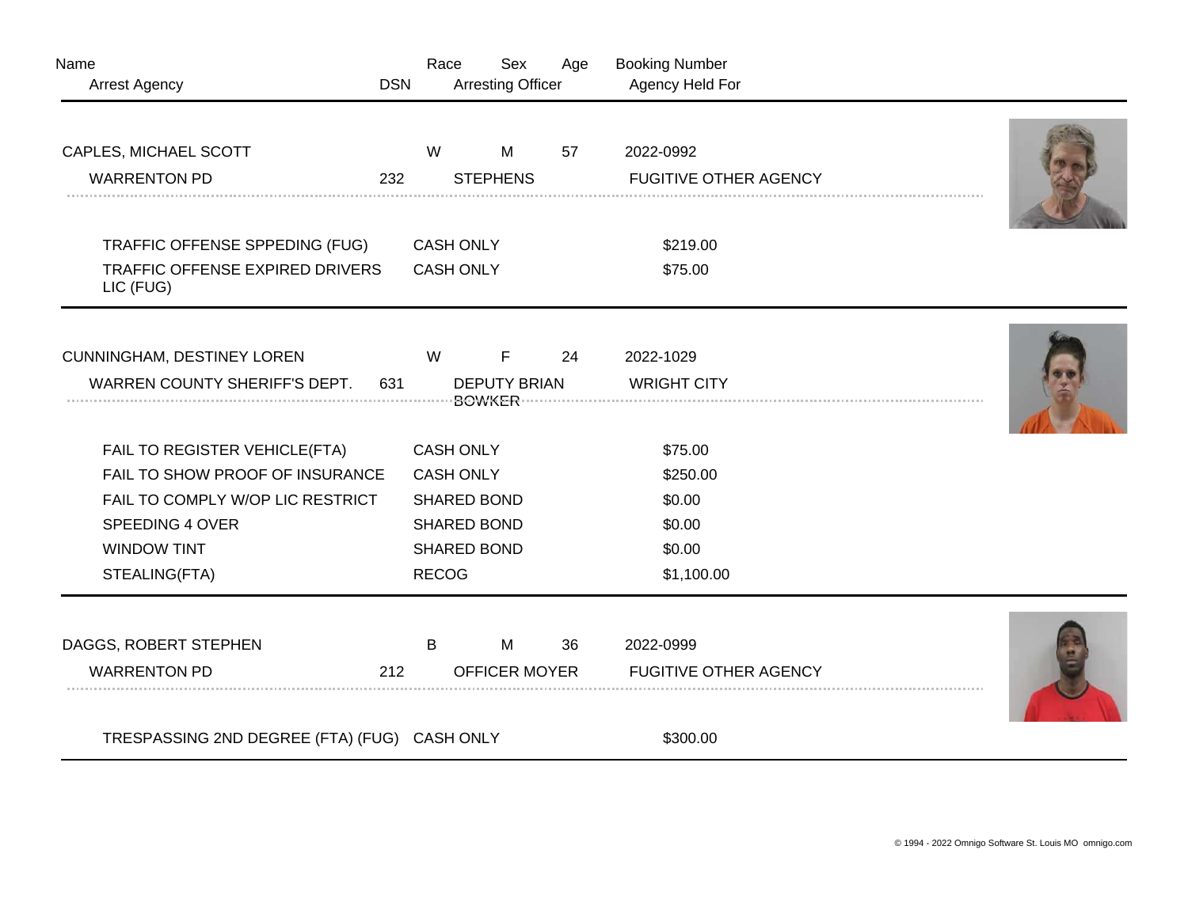| Name | Race | Sex | Age | Booking Number |
|---|---|---|---|---|
| Arrest Agency | DSN | Arresting Officer | | Agency Held For |

**CAPLES, MICHAEL SCOTT** — W — M — 57 — 2022-0992

WARRENTON PD — 232 — STEPHENS — FUGITIVE OTHER AGENCY

| | | |
|---|---|---|
| TRAFFIC OFFENSE SPPEDING (FUG) | CASH ONLY | $219.00 |
| TRAFFIC OFFENSE EXPIRED DRIVERS LIC (FUG) | CASH ONLY | $75.00 |

**CUNNINGHAM, DESTINEY LOREN** — W — F — 24 — 2022-1029

WARREN COUNTY SHERIFF'S DEPT. — 631 — DEPUTY BRIAN BOWKER — WRIGHT CITY

| | | |
|---|---|---|
| FAIL TO REGISTER VEHICLE(FTA) | CASH ONLY | $75.00 |
| FAIL TO SHOW PROOF OF INSURANCE | CASH ONLY | $250.00 |
| FAIL TO COMPLY W/OP LIC RESTRICT | SHARED BOND | $0.00 |
| SPEEDING 4 OVER | SHARED BOND | $0.00 |
| WINDOW TINT | SHARED BOND | $0.00 |
| STEALING(FTA) | RECOG | $1,100.00 |

**DAGGS, ROBERT STEPHEN** — B — M — 36 — 2022-0999

WARRENTON PD — 212 — OFFICER MOYER — FUGITIVE OTHER AGENCY

| | | |
|---|---|---|
| TRESPASSING 2ND DEGREE (FTA) (FUG) | CASH ONLY | $300.00 |

© 1994 - 2022 Omnigo Software St. Louis MO omnigo.com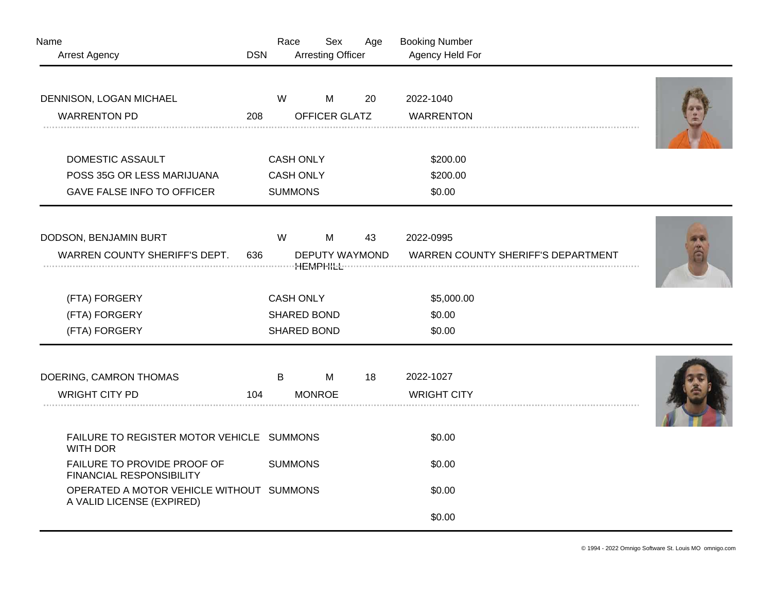| Name | Race | Sex | Age | Booking Number |
| --- | --- | --- | --- | --- |
| Arrest Agency | DSN | Arresting Officer | | Agency Held For |

| DENNISON, LOGAN MICHAEL | W | M | 20 | 2022-1040 |
| --- | --- | --- | --- | --- |
| WARRENTON PD | 208 | OFFICER GLATZ | | WARRENTON |

| Charge | Bond Type | Amount |
| --- | --- | --- |
| DOMESTIC ASSAULT | CASH ONLY | $200.00 |
| POSS 35G OR LESS MARIJUANA | CASH ONLY | $200.00 |
| GAVE FALSE INFO TO OFFICER | SUMMONS | $0.00 |

| DODSON, BENJAMIN BURT | W | M | 43 | 2022-0995 |
| --- | --- | --- | --- | --- |
| WARREN COUNTY SHERIFF'S DEPT. | 636 | DEPUTY WAYMOND HEMPHILL | | WARREN COUNTY SHERIFF'S DEPARTMENT |

| Charge | Bond Type | Amount |
| --- | --- | --- |
| (FTA) FORGERY | CASH ONLY | $5,000.00 |
| (FTA) FORGERY | SHARED BOND | $0.00 |
| (FTA) FORGERY | SHARED BOND | $0.00 |

| DOERING, CAMRON THOMAS | B | M | 18 | 2022-1027 |
| --- | --- | --- | --- | --- |
| WRIGHT CITY PD | 104 | MONROE | | WRIGHT CITY |

| Charge | Bond Type | Amount |
| --- | --- | --- |
| FAILURE TO REGISTER MOTOR VEHICLE WITH DOR | SUMMONS | $0.00 |
| FAILURE TO PROVIDE PROOF OF FINANCIAL RESPONSIBILITY | SUMMONS | $0.00 |
| OPERATED A MOTOR VEHICLE WITHOUT A VALID LICENSE (EXPIRED) | SUMMONS | $0.00 |
| | | $0.00 |

© 1994 - 2022 Omnigo Software St. Louis MO omnigo.com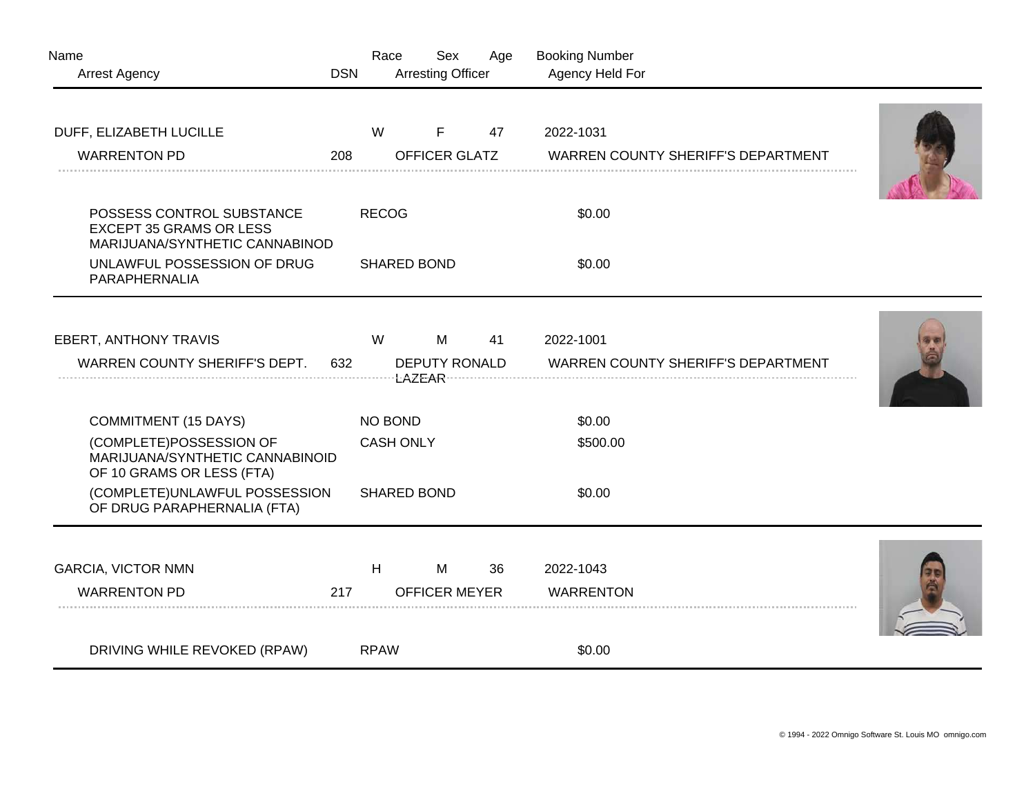| Name | | Race | Sex | Age | Booking Number |
|---|---|---|---|---|---|
| Arrest Agency | DSN | Arresting Officer | | | Agency Held For |

**DUFF, ELIZABETH LUCILLE** | W | F | 47 | 2022-1031

WARRENTON PD | 208 | OFFICER GLATZ | WARREN COUNTY SHERIFF'S DEPARTMENT

| Charge | Bond Type | Amount |
|---|---|---|
| POSSESS CONTROL SUBSTANCE EXCEPT 35 GRAMS OR LESS MARIJUANA/SYNTHETIC CANNABINOD | RECOG | $0.00 |
| UNLAWFUL POSSESSION OF DRUG PARAPHERNALIA | SHARED BOND | $0.00 |

**EBERT, ANTHONY TRAVIS** | W | M | 41 | 2022-1001

WARREN COUNTY SHERIFF'S DEPT. | 632 | DEPUTY RONALD LAZEAR | WARREN COUNTY SHERIFF'S DEPARTMENT

| Charge | Bond Type | Amount |
|---|---|---|
| COMMITMENT (15 DAYS) | NO BOND | $0.00 |
| (COMPLETE)POSSESSION OF MARIJUANA/SYNTHETIC CANNABINOID OF 10 GRAMS OR LESS (FTA) | CASH ONLY | $500.00 |
| (COMPLETE)UNLAWFUL POSSESSION OF DRUG PARAPHERNALIA (FTA) | SHARED BOND | $0.00 |

**GARCIA, VICTOR NMN** | H | M | 36 | 2022-1043

WARRENTON PD | 217 | OFFICER MEYER | WARRENTON

| Charge | Bond Type | Amount |
|---|---|---|
| DRIVING WHILE REVOKED (RPAW) | RPAW | $0.00 |

© 1994 - 2022 Omnigo Software St. Louis MO omnigo.com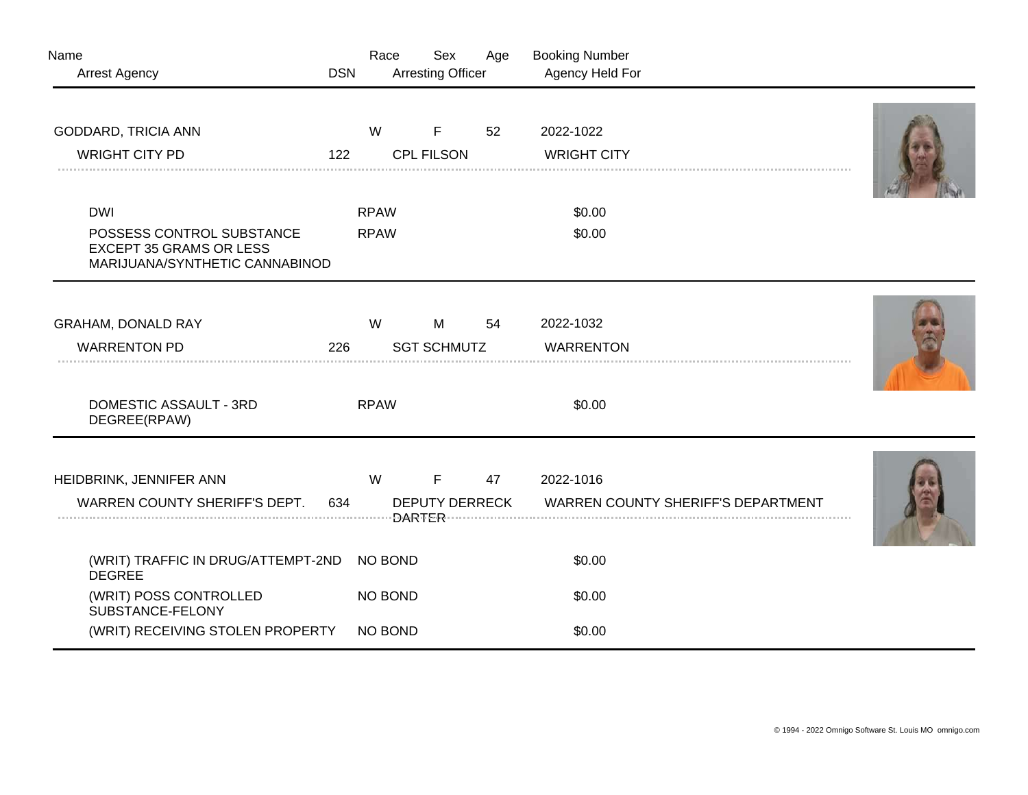| Name | | Race | Sex | Age | Booking Number |
|---|---|---|---|---|---|
| Arrest Agency | DSN | | Arresting Officer | | Agency Held For |

| | | | | | |
|---|---|---|---|---|---|
| GODDARD, TRICIA ANN | | W | F | 52 | 2022-1022 |
| WRIGHT CITY PD | 122 | | CPL FILSON | | WRIGHT CITY |

| | | |
|---|---|---|
| DWI | RPAW | $0.00 |
| POSSESS CONTROL SUBSTANCE EXCEPT 35 GRAMS OR LESS MARIJUANA/SYNTHETIC CANNABINOD | RPAW | $0.00 |

| | | | | | |
|---|---|---|---|---|---|
| GRAHAM, DONALD RAY | | W | M | 54 | 2022-1032 |
| WARRENTON PD | 226 | | SGT SCHMUTZ | | WARRENTON |

| | | |
|---|---|---|
| DOMESTIC ASSAULT - 3RD DEGREE(RPAW) | RPAW | $0.00 |

| | | | | | |
|---|---|---|---|---|---|
| HEIDBRINK, JENNIFER ANN | | W | F | 47 | 2022-1016 |
| WARREN COUNTY SHERIFF'S DEPT. | 634 | | DEPUTY DERRECK DARTER | | WARREN COUNTY SHERIFF'S DEPARTMENT |

| | | |
|---|---|---|
| (WRIT) TRAFFIC IN DRUG/ATTEMPT-2ND DEGREE | NO BOND | $0.00 |
| (WRIT) POSS CONTROLLED SUBSTANCE-FELONY | NO BOND | $0.00 |
| (WRIT) RECEIVING STOLEN PROPERTY | NO BOND | $0.00 |

© 1994 - 2022 Omnigo Software St. Louis MO omnigo.com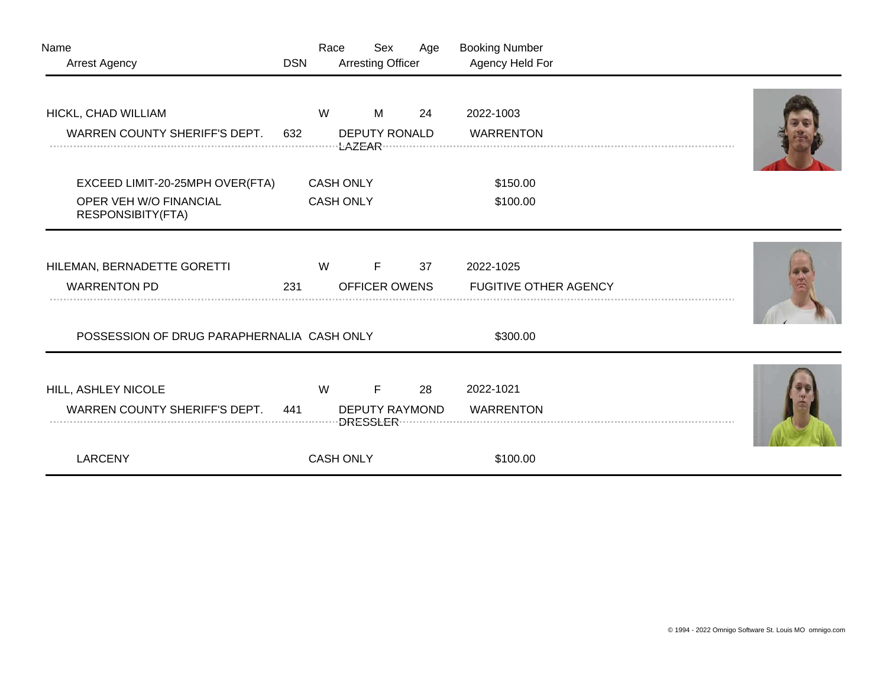| Name | Race | Sex | Age | Booking Number |
|---|---|---|---|---|
| Arrest Agency | DSN | Arresting Officer | | Agency Held For |

| | | | | |
|---|---|---|---|---|
| HICKL, CHAD WILLIAM | W | M | 24 | 2022-1003 |
| WARREN COUNTY SHERIFF'S DEPT. | 632 | DEPUTY RONALD LAZEAR | | WARRENTON |

| | | |
|---|---|---|
| EXCEED LIMIT-20-25MPH OVER(FTA) | CASH ONLY | $150.00 |
| OPER VEH W/O FINANCIAL RESPONSIBITY(FTA) | CASH ONLY | $100.00 |

| | | | | |
|---|---|---|---|---|
| HILEMAN, BERNADETTE GORETTI | W | F | 37 | 2022-1025 |
| WARRENTON PD | 231 | OFFICER OWENS | | FUGITIVE OTHER AGENCY |

| | | |
|---|---|---|
| POSSESSION OF DRUG PARAPHERNALIA | CASH ONLY | $300.00 |

| | | | | |
|---|---|---|---|---|
| HILL, ASHLEY NICOLE | W | F | 28 | 2022-1021 |
| WARREN COUNTY SHERIFF'S DEPT. | 441 | DEPUTY RAYMOND DRESSLER | | WARRENTON |

| | | |
|---|---|---|
| LARCENY | CASH ONLY | $100.00 |

© 1994 - 2022 Omnigo Software St. Louis MO omnigo.com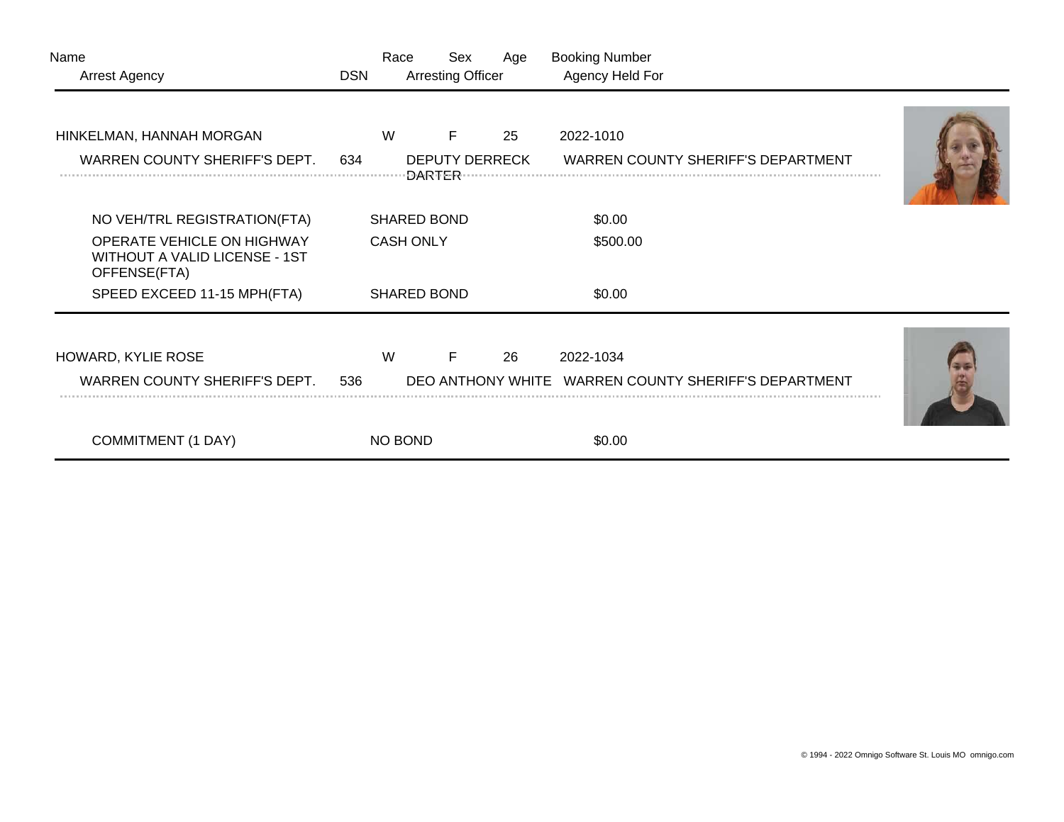| Name | | Race | Sex | Age | Booking Number |
| --- | --- | --- | --- | --- | --- |
| Arrest Agency | DSN | Arresting Officer | | | Agency Held For |

| | | | | |
| --- | --- | --- | --- | --- |
| HINKELMAN, HANNAH MORGAN | | W | F 25 | 2022-1010 |
| WARREN COUNTY SHERIFF'S DEPT. | 634 | DEPUTY DERRECK DARTER | | WARREN COUNTY SHERIFF'S DEPARTMENT |

| Charge | Bond Type | Amount |
| --- | --- | --- |
| NO VEH/TRL REGISTRATION(FTA) | SHARED BOND | $0.00 |
| OPERATE VEHICLE ON HIGHWAY WITHOUT A VALID LICENSE - 1ST OFFENSE(FTA) | CASH ONLY | $500.00 |
| SPEED EXCEED 11-15 MPH(FTA) | SHARED BOND | $0.00 |

| | | | | |
| --- | --- | --- | --- | --- |
| HOWARD, KYLIE ROSE | | W | F 26 | 2022-1034 |
| WARREN COUNTY SHERIFF'S DEPT. | 536 | DEO ANTHONY WHITE | | WARREN COUNTY SHERIFF'S DEPARTMENT |

| Charge | Bond Type | Amount |
| --- | --- | --- |
| COMMITMENT (1 DAY) | NO BOND | $0.00 |

© 1994 - 2022 Omnigo Software St. Louis MO omnigo.com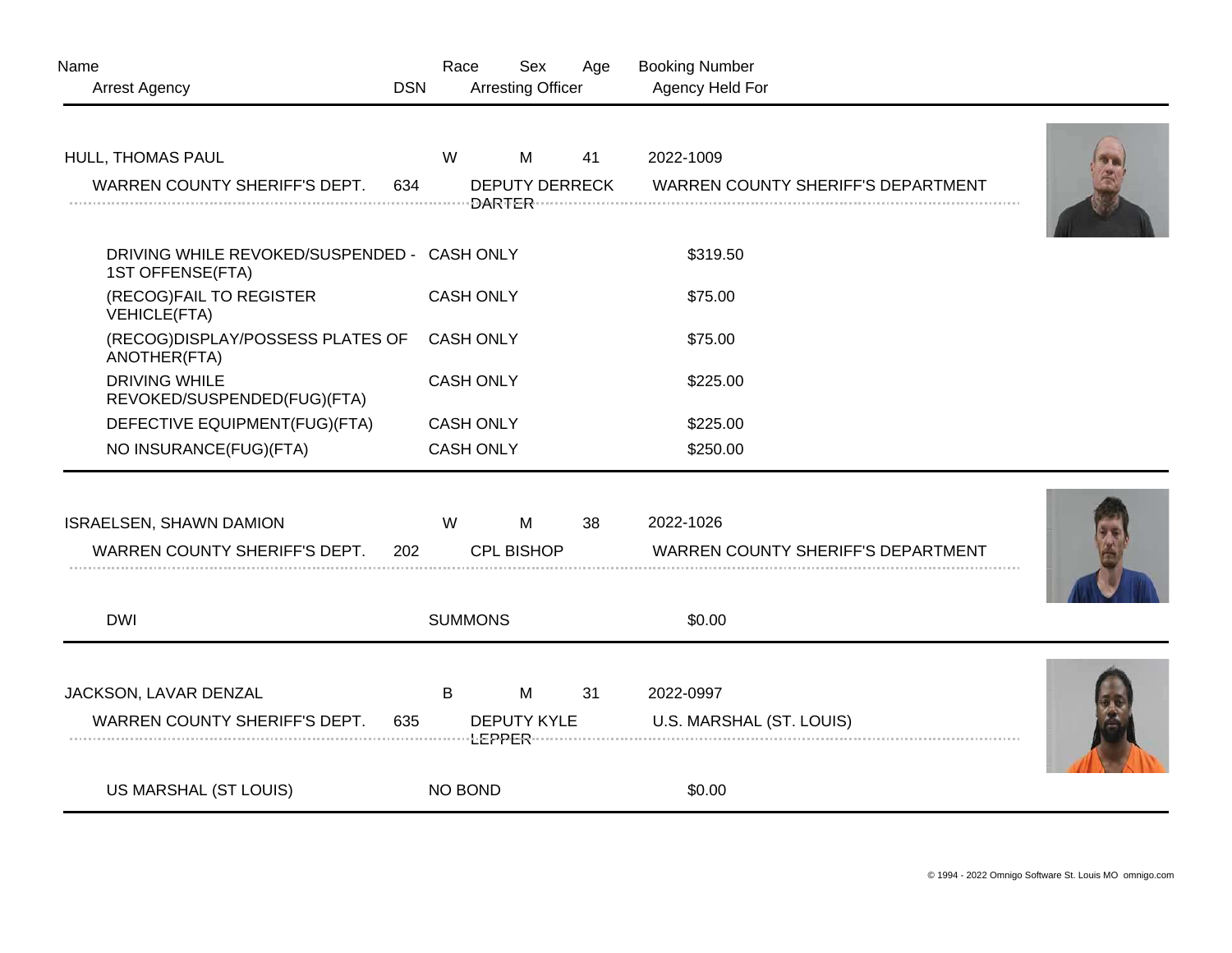| Name | | Race | Sex | Age | Booking Number |
|---|---|---|---|---|---|
| Arrest Agency | DSN | Arresting Officer | | | Agency Held For |

| | | | | | |
|---|---|---|---|---|---|
| HULL, THOMAS PAUL | | W | M | 41 | 2022-1009 |
| WARREN COUNTY SHERIFF'S DEPT. | 634 | DEPUTY DERRECK DARTER | | | WARREN COUNTY SHERIFF'S DEPARTMENT |

| | | |
|---|---|---|
| DRIVING WHILE REVOKED/SUSPENDED - 1ST OFFENSE(FTA) | CASH ONLY | $319.50 |
| (RECOG)FAIL TO REGISTER VEHICLE(FTA) | CASH ONLY | $75.00 |
| (RECOG)DISPLAY/POSSESS PLATES OF ANOTHER(FTA) | CASH ONLY | $75.00 |
| DRIVING WHILE REVOKED/SUSPENDED(FUG)(FTA) | CASH ONLY | $225.00 |
| DEFECTIVE EQUIPMENT(FUG)(FTA) | CASH ONLY | $225.00 |
| NO INSURANCE(FUG)(FTA) | CASH ONLY | $250.00 |

| | | | | | |
|---|---|---|---|---|---|
| ISRAELSEN, SHAWN DAMION | | W | M | 38 | 2022-1026 |
| WARREN COUNTY SHERIFF'S DEPT. | 202 | CPL BISHOP | | | WARREN COUNTY SHERIFF'S DEPARTMENT |

| | | |
|---|---|---|
| DWI | SUMMONS | $0.00 |

| | | | | | |
|---|---|---|---|---|---|
| JACKSON, LAVAR DENZAL | | B | M | 31 | 2022-0997 |
| WARREN COUNTY SHERIFF'S DEPT. | 635 | DEPUTY KYLE LEPPER | | | U.S. MARSHAL (ST. LOUIS) |

| | | |
|---|---|---|
| US MARSHAL (ST LOUIS) | NO BOND | $0.00 |

© 1994 - 2022 Omnigo Software St. Louis MO omnigo.com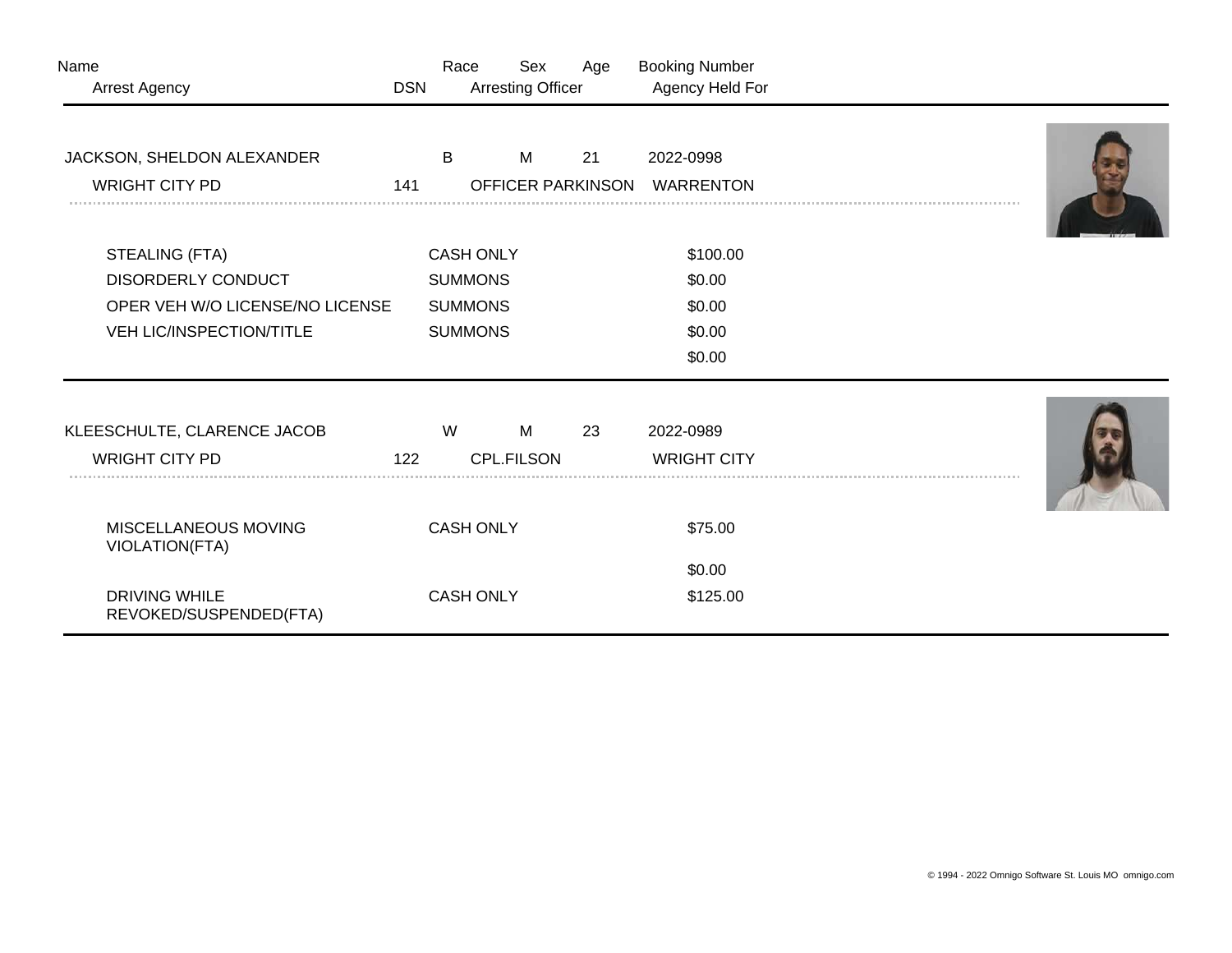| Name | Race | Sex | Age | Booking Number |
|---|---|---|---|---|
| Arrest Agency | DSN | Arresting Officer | | Agency Held For |

| | | | | |
|---|---|---|---|---|
| JACKSON, SHELDON ALEXANDER | B | M | 21 | 2022-0998 |
| WRIGHT CITY PD | 141 | OFFICER PARKINSON | | WARRENTON |

| | | |
|---|---|---|
| STEALING (FTA) | CASH ONLY | $100.00 |
| DISORDERLY CONDUCT | SUMMONS | $0.00 |
| OPER VEH W/O LICENSE/NO LICENSE | SUMMONS | $0.00 |
| VEH LIC/INSPECTION/TITLE | SUMMONS | $0.00 |
| | | $0.00 |

| | | | | |
|---|---|---|---|---|
| KLEESCHULTE, CLARENCE JACOB | W | M | 23 | 2022-0989 |
| WRIGHT CITY PD | 122 | CPL.FILSON | | WRIGHT CITY |

| | | |
|---|---|---|
| MISCELLANEOUS MOVING VIOLATION(FTA) | CASH ONLY | $75.00 |
| | | $0.00 |
| DRIVING WHILE REVOKED/SUSPENDED(FTA) | CASH ONLY | $125.00 |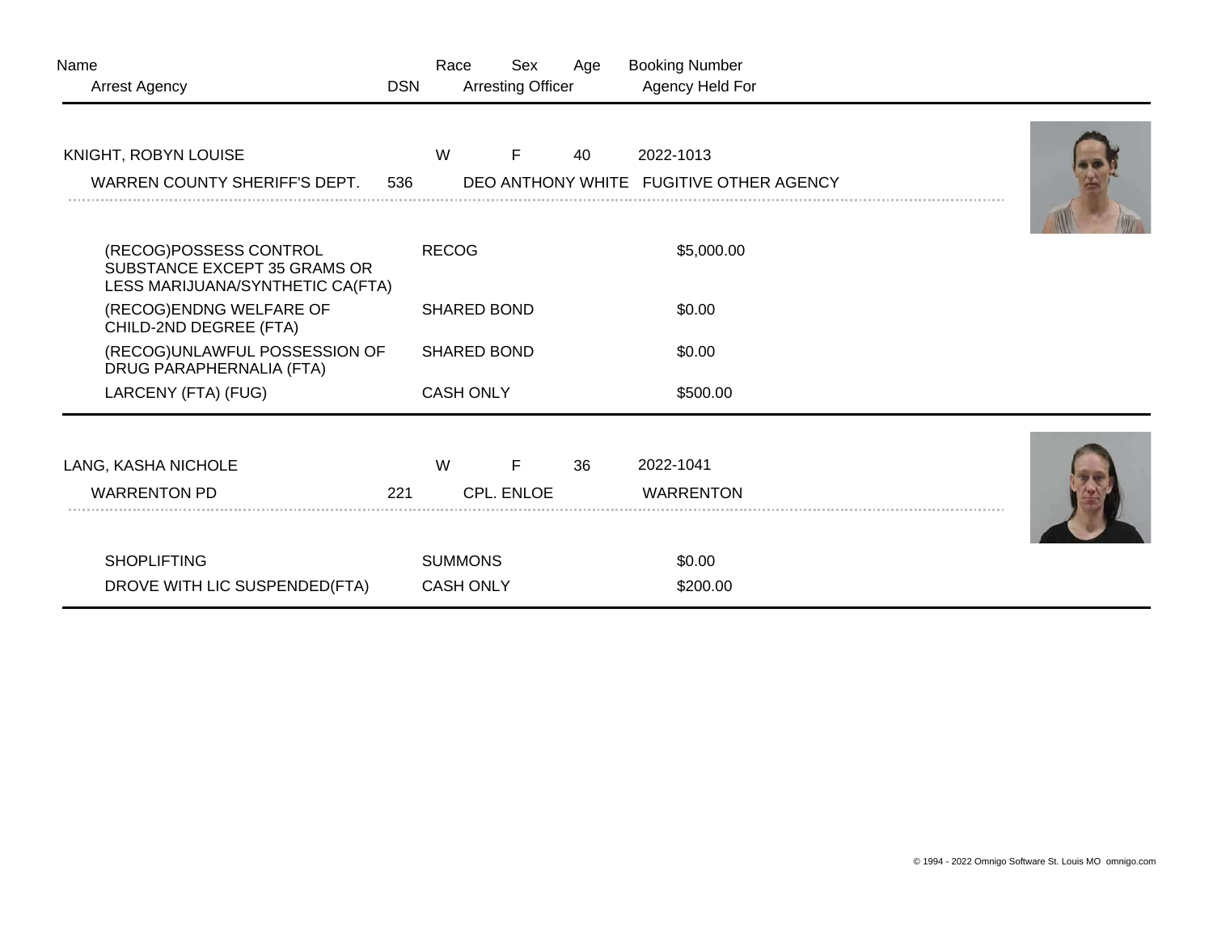| Name | Race | Sex | Age | Booking Number |
|---|---|---|---|---|
| Arrest Agency | DSN | Arresting Officer | | Agency Held For |

| | | | | |
|---|---|---|---|---|
| KNIGHT, ROBYN LOUISE | W | F | 40 | 2022-1013 |
| WARREN COUNTY SHERIFF'S DEPT. | 536 | DEO ANTHONY WHITE | | FUGITIVE OTHER AGENCY |

| | | |
|---|---|---|
| (RECOG)POSSESS CONTROL SUBSTANCE EXCEPT 35 GRAMS OR LESS MARIJUANA/SYNTHETIC CA(FTA) | RECOG | $5,000.00 |
| (RECOG)ENDNG WELFARE OF CHILD-2ND DEGREE (FTA) | SHARED BOND | $0.00 |
| (RECOG)UNLAWFUL POSSESSION OF DRUG PARAPHERNALIA (FTA) | SHARED BOND | $0.00 |
| LARCENY (FTA) (FUG) | CASH ONLY | $500.00 |

| | | | | |
|---|---|---|---|---|
| LANG, KASHA NICHOLE | W | F | 36 | 2022-1041 |
| WARRENTON PD | 221 | CPL. ENLOE | | WARRENTON |

| | | |
|---|---|---|
| SHOPLIFTING | SUMMONS | $0.00 |
| DROVE WITH LIC SUSPENDED(FTA) | CASH ONLY | $200.00 |

© 1994 - 2022 Omnigo Software St. Louis MO omnigo.com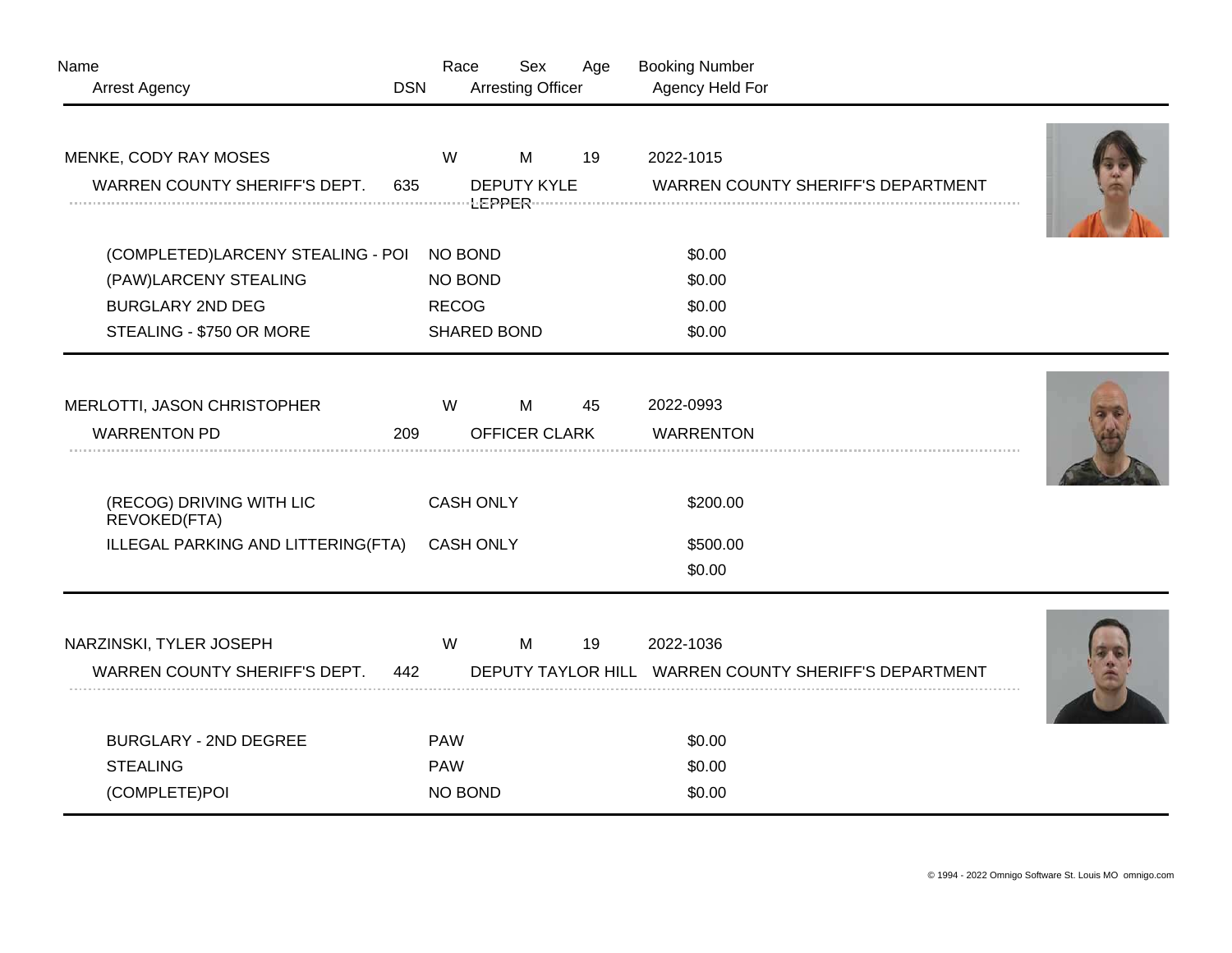| Name | Race | Sex | Age | Booking Number |
|---|---|---|---|---|
| Arrest Agency / DSN | | Arresting Officer | | Agency Held For |

**MENKE, CODY RAY MOSES** | W | M | 19 | 2022-1015

WARREN COUNTY SHERIFF'S DEPT. | 635 | DEPUTY KYLE LEPPER | WARREN COUNTY SHERIFF'S DEPARTMENT

| Charge | Bond Type | Amount |
|---|---|---|
| (COMPLETED)LARCENY STEALING - POI | NO BOND | $0.00 |
| (PAW)LARCENY STEALING | NO BOND | $0.00 |
| BURGLARY 2ND DEG | RECOG | $0.00 |
| STEALING - $750 OR MORE | SHARED BOND | $0.00 |

**MERLOTTI, JASON CHRISTOPHER** | W | M | 45 | 2022-0993

WARRENTON PD | 209 | OFFICER CLARK | WARRENTON

| Charge | Bond Type | Amount |
|---|---|---|
| (RECOG) DRIVING WITH LIC REVOKED(FTA) | CASH ONLY | $200.00 |
| ILLEGAL PARKING AND LITTERING(FTA) | CASH ONLY | $500.00 |
| | | $0.00 |

**NARZINSKI, TYLER JOSEPH** | W | M | 19 | 2022-1036

WARREN COUNTY SHERIFF'S DEPT. | 442 | DEPUTY TAYLOR HILL | WARREN COUNTY SHERIFF'S DEPARTMENT

| Charge | Bond Type | Amount |
|---|---|---|
| BURGLARY - 2ND DEGREE | PAW | $0.00 |
| STEALING | PAW | $0.00 |
| (COMPLETE)POI | NO BOND | $0.00 |

© 1994 - 2022 Omnigo Software St. Louis MO omnigo.com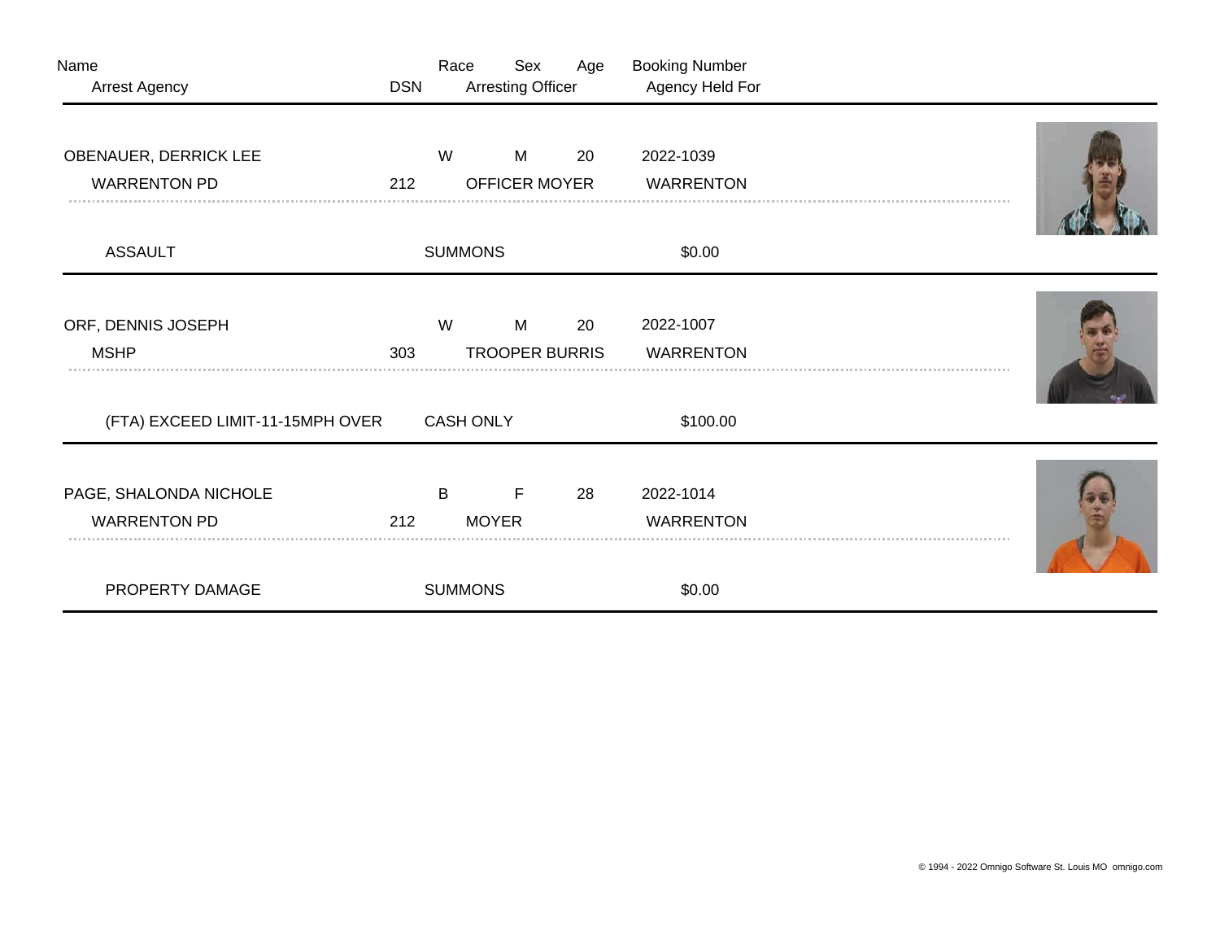| Name | Race | Sex | Age | Booking Number |
|---|---|---|---|---|
| Arrest Agency | DSN | Arresting Officer | | Agency Held For |
| OBENAUER, DERRICK LEE | W | M | 20 | 2022-1039 |
| WARRENTON PD | 212 | OFFICER MOYER | | WARRENTON |
| ASSAULT | SUMMONS | | | $0.00 |
| ORF, DENNIS JOSEPH | W | M | 20 | 2022-1007 |
| MSHP | 303 | TROOPER BURRIS | | WARRENTON |
| (FTA) EXCEED LIMIT-11-15MPH OVER | CASH ONLY | | | $100.00 |
| PAGE, SHALONDA NICHOLE | B | F | 28 | 2022-1014 |
| WARRENTON PD | 212 | MOYER | | WARRENTON |
| PROPERTY DAMAGE | SUMMONS | | | $0.00 |

© 1994 - 2022 Omnigo Software St. Louis MO omnigo.com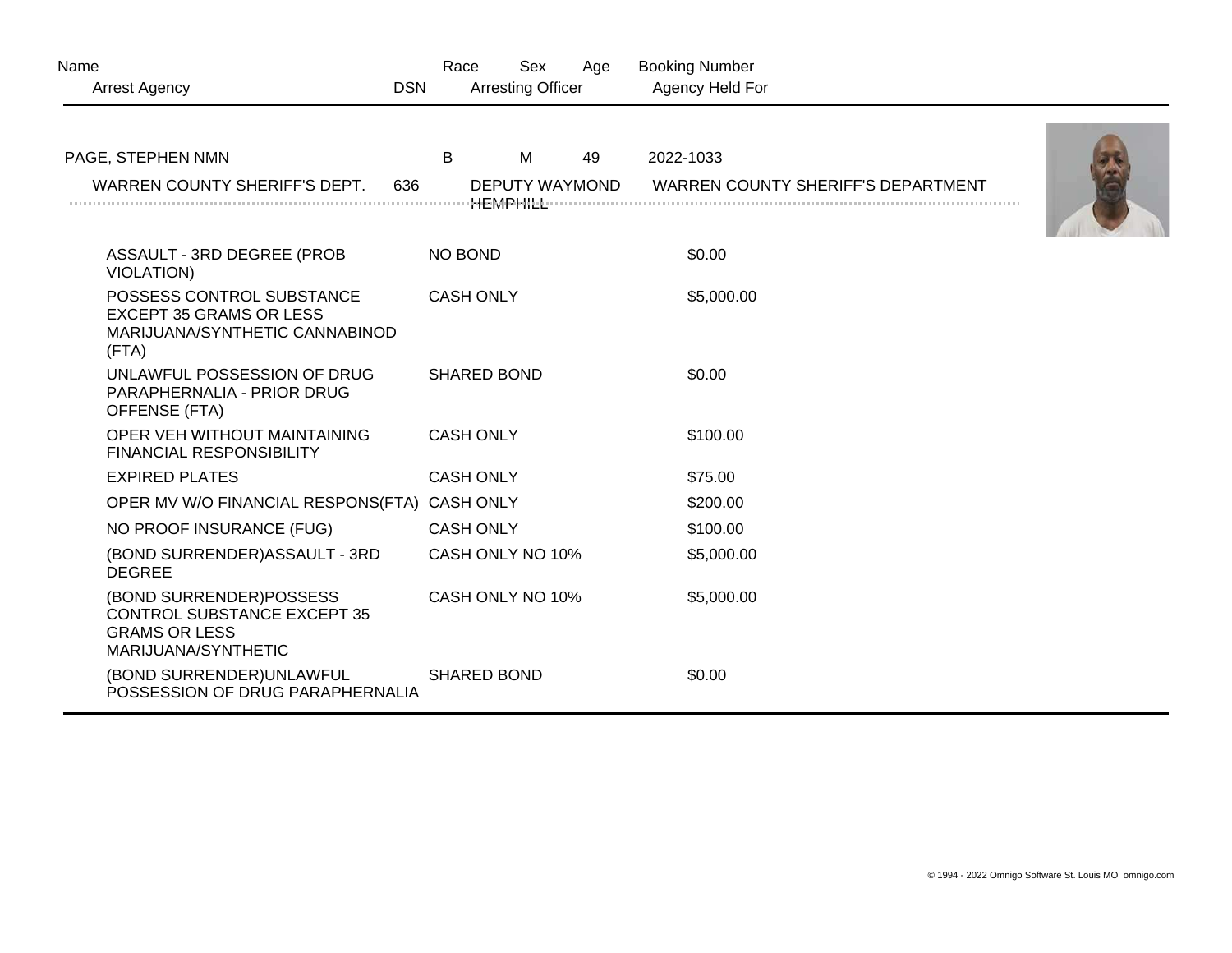| Name | Race | Sex | Age | Booking Number |
|---|---|---|---|---|
| Arrest Agency / DSN | Arresting Officer | | | Agency Held For |
| PAGE, STEPHEN NMN | B | M | 49 | 2022-1033 |
| WARREN COUNTY SHERIFF'S DEPT. / 636 | DEPUTY WAYMOND HEMPHILL | | | WARREN COUNTY SHERIFF'S DEPARTMENT |

| | | |
|---|---|---|
| ASSAULT - 3RD DEGREE (PROB VIOLATION) | NO BOND | $0.00 |
| POSSESS CONTROL SUBSTANCE EXCEPT 35 GRAMS OR LESS MARIJUANA/SYNTHETIC CANNABINOD (FTA) | CASH ONLY | $5,000.00 |
| UNLAWFUL POSSESSION OF DRUG PARAPHERNALIA - PRIOR DRUG OFFENSE (FTA) | SHARED BOND | $0.00 |
| OPER VEH WITHOUT MAINTAINING FINANCIAL RESPONSIBILITY | CASH ONLY | $100.00 |
| EXPIRED PLATES | CASH ONLY | $75.00 |
| OPER MV W/O FINANCIAL RESPONS(FTA) | CASH ONLY | $200.00 |
| NO PROOF INSURANCE (FUG) | CASH ONLY | $100.00 |
| (BOND SURRENDER)ASSAULT - 3RD DEGREE | CASH ONLY NO 10% | $5,000.00 |
| (BOND SURRENDER)POSSESS CONTROL SUBSTANCE EXCEPT 35 GRAMS OR LESS MARIJUANA/SYNTHETIC | CASH ONLY NO 10% | $5,000.00 |
| (BOND SURRENDER)UNLAWFUL POSSESSION OF DRUG PARAPHERNALIA | SHARED BOND | $0.00 |

© 1994 - 2022 Omnigo Software St. Louis MO omnigo.com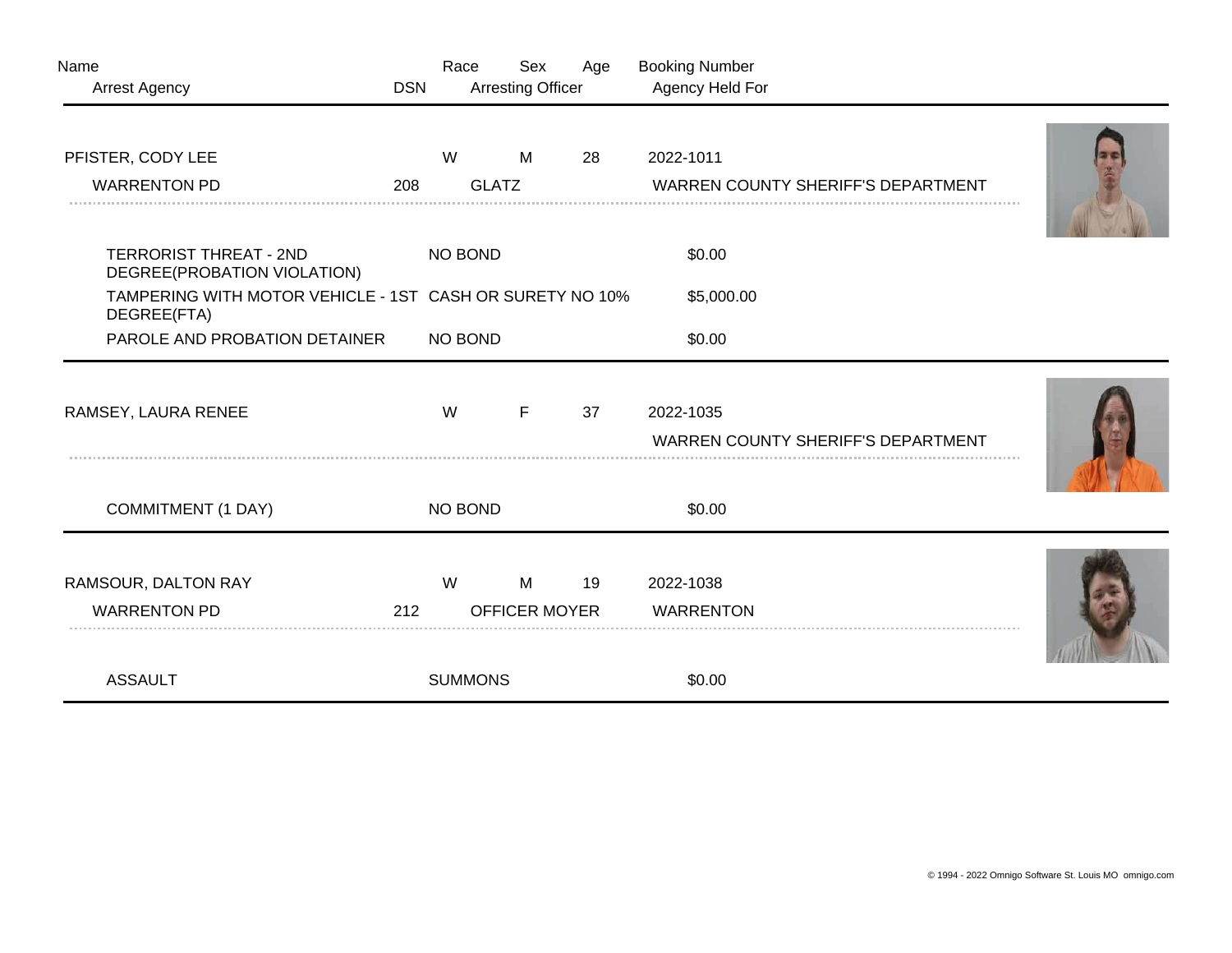| Name | Race | Sex | Age | Booking Number |
| --- | --- | --- | --- | --- |
| Arrest Agency | DSN | Arresting Officer | | Agency Held For |

| | | | | |
| --- | --- | --- | --- | --- |
| PFISTER, CODY LEE | W | M | 28 | 2022-1011 |
| WARRENTON PD | 208 | GLATZ | | WARREN COUNTY SHERIFF'S DEPARTMENT |

| | | |
| --- | --- | --- |
| TERRORIST THREAT - 2ND DEGREE(PROBATION VIOLATION) | NO BOND | $0.00 |
| TAMPERING WITH MOTOR VEHICLE - 1ST DEGREE(FTA) | CASH OR SURETY NO 10% | $5,000.00 |
| PAROLE AND PROBATION DETAINER | NO BOND | $0.00 |

| | | | | |
| --- | --- | --- | --- | --- |
| RAMSEY, LAURA RENEE | W | F | 37 | 2022-1035 |
| | | | | WARREN COUNTY SHERIFF'S DEPARTMENT |

| | | |
| --- | --- | --- |
| COMMITMENT (1 DAY) | NO BOND | $0.00 |

| | | | | |
| --- | --- | --- | --- | --- |
| RAMSOUR, DALTON RAY | W | M | 19 | 2022-1038 |
| WARRENTON PD | 212 | OFFICER MOYER | | WARRENTON |

| | | |
| --- | --- | --- |
| ASSAULT | SUMMONS | $0.00 |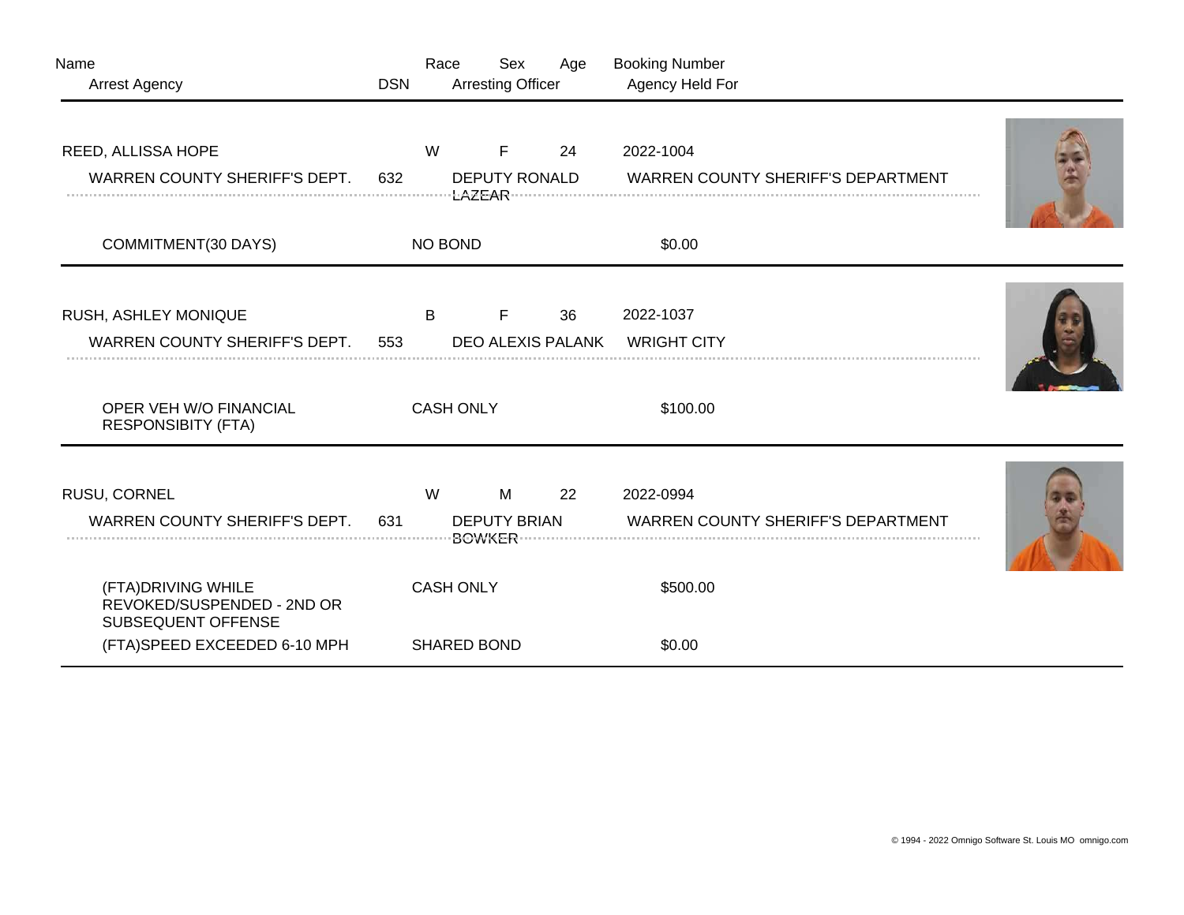| Name | Race | Sex | Age | Booking Number |
| --- | --- | --- | --- | --- |
| Arrest Agency | DSN | Arresting Officer | | Agency Held For |

| | | | | |
| --- | --- | --- | --- | --- |
| REED, ALLISSA HOPE | W | F | 24 | 2022-1004 |
| WARREN COUNTY SHERIFF'S DEPT. | 632 | DEPUTY RONALD LAZEAR | | WARREN COUNTY SHERIFF'S DEPARTMENT |
| COMMITMENT(30 DAYS) | NO BOND | | | $0.00 |

| | | | | |
| --- | --- | --- | --- | --- |
| RUSH, ASHLEY MONIQUE | B | F | 36 | 2022-1037 |
| WARREN COUNTY SHERIFF'S DEPT. | 553 | DEO ALEXIS PALANK | | WRIGHT CITY |
| OPER VEH W/O FINANCIAL RESPONSIBITY (FTA) | CASH ONLY | | | $100.00 |

| | | | | |
| --- | --- | --- | --- | --- |
| RUSU, CORNEL | W | M | 22 | 2022-0994 |
| WARREN COUNTY SHERIFF'S DEPT. | 631 | DEPUTY BRIAN BOWKER | | WARREN COUNTY SHERIFF'S DEPARTMENT |
| (FTA)DRIVING WHILE REVOKED/SUSPENDED - 2ND OR SUBSEQUENT OFFENSE | CASH ONLY | | | $500.00 |
| (FTA)SPEED EXCEEDED 6-10 MPH | SHARED BOND | | | $0.00 |

© 1994 - 2022 Omnigo Software St. Louis MO omnigo.com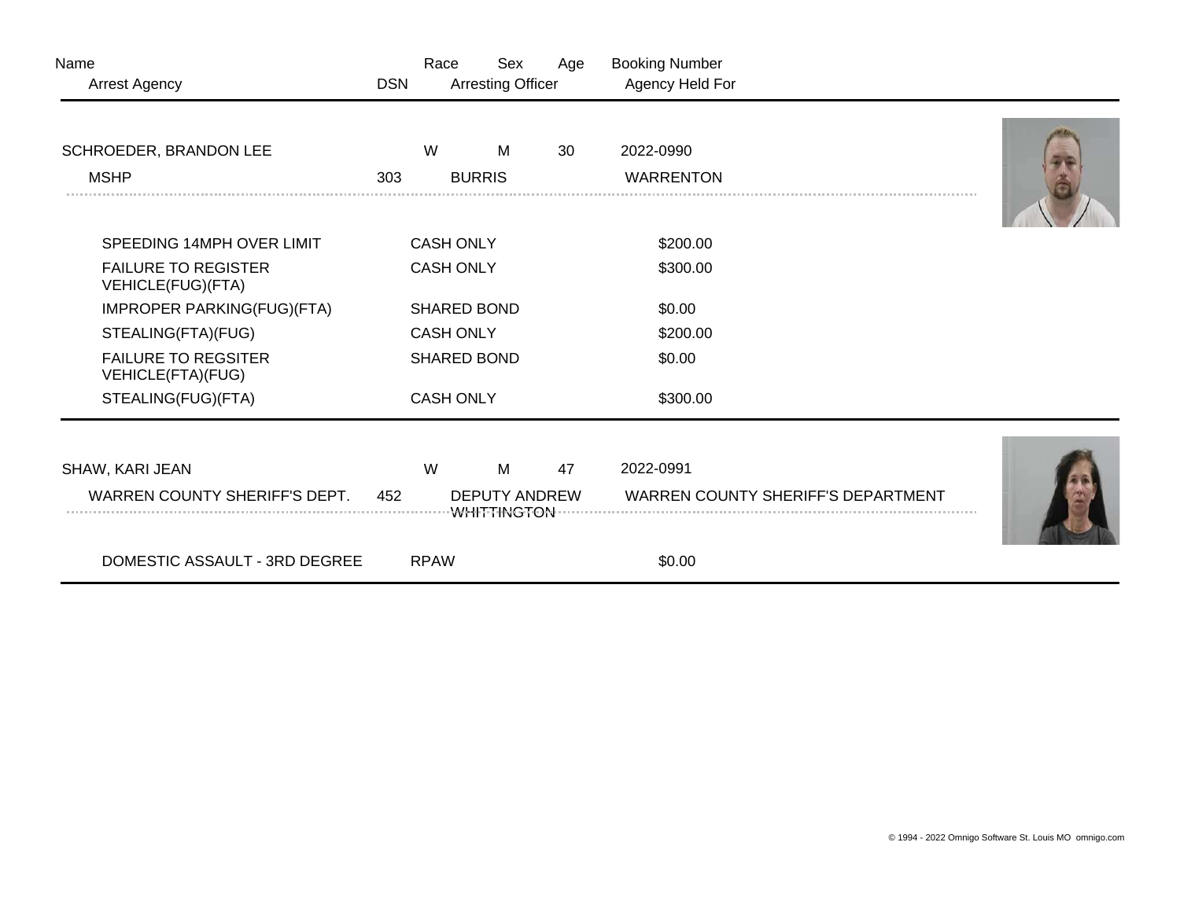| Name | Race | Sex | Age | Booking Number |
|---|---|---|---|---|
| Arrest Agency | DSN | Arresting Officer | | Agency Held For |

| | | | | |
|---|---|---|---|---|
| SCHROEDER, BRANDON LEE | W | M | 30 | 2022-0990 |
| MSHP | 303 | BURRIS | | WARRENTON |

| | | |
|---|---|---|
| SPEEDING 14MPH OVER LIMIT | CASH ONLY | $200.00 |
| FAILURE TO REGISTER VEHICLE(FUG)(FTA) | CASH ONLY | $300.00 |
| IMPROPER PARKING(FUG)(FTA) | SHARED BOND | $0.00 |
| STEALING(FTA)(FUG) | CASH ONLY | $200.00 |
| FAILURE TO REGSITER VEHICLE(FTA)(FUG) | SHARED BOND | $0.00 |
| STEALING(FUG)(FTA) | CASH ONLY | $300.00 |

| | | | | |
|---|---|---|---|---|
| SHAW, KARI JEAN | W | M | 47 | 2022-0991 |
| WARREN COUNTY SHERIFF'S DEPT. | 452 | DEPUTY ANDREW WHITTINGTON | | WARREN COUNTY SHERIFF'S DEPARTMENT |

| | | |
|---|---|---|
| DOMESTIC ASSAULT - 3RD DEGREE | RPAW | $0.00 |

© 1994 - 2022 Omnigo Software St. Louis MO omnigo.com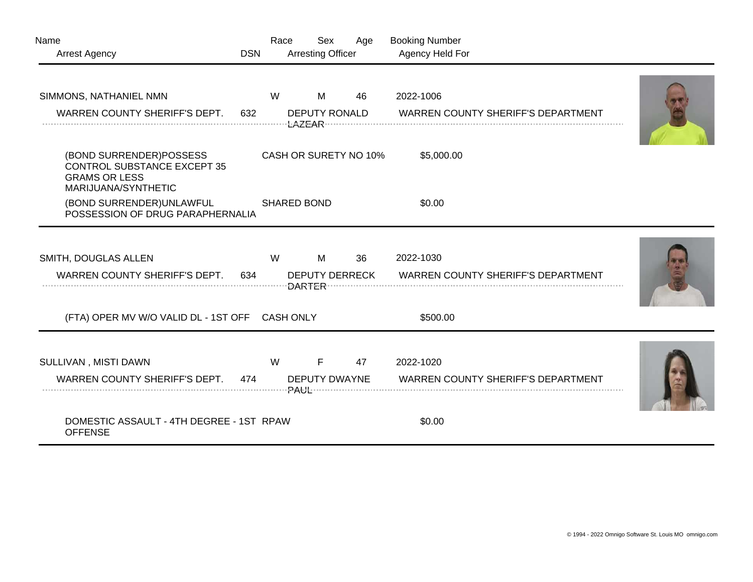| Name | Race | Sex | Age | Booking Number |
|---|---|---|---|---|
| Arrest Agency / DSN | | Arresting Officer | | Agency Held For |

**SIMMONS, NATHANIEL NMN** — W — M — 46 — 2022-1006

WARREN COUNTY SHERIFF'S DEPT. — 632 — DEPUTY RONALD LAZEAR — WARREN COUNTY SHERIFF'S DEPARTMENT

| Charge | Bond Type | Amount |
|---|---|---|
| (BOND SURRENDER)POSSESS CONTROL SUBSTANCE EXCEPT 35 GRAMS OR LESS MARIJUANA/SYNTHETIC | CASH OR SURETY NO 10% | $5,000.00 |
| (BOND SURRENDER)UNLAWFUL POSSESSION OF DRUG PARAPHERNALIA | SHARED BOND | $0.00 |

---

**SMITH, DOUGLAS ALLEN** — W — M — 36 — 2022-1030

WARREN COUNTY SHERIFF'S DEPT. — 634 — DEPUTY DERRECK DARTER — WARREN COUNTY SHERIFF'S DEPARTMENT

| Charge | Bond Type | Amount |
|---|---|---|
| (FTA) OPER MV W/O VALID DL - 1ST OFF | CASH ONLY | $500.00 |

---

**SULLIVAN , MISTI DAWN** — W — F — 47 — 2022-1020

WARREN COUNTY SHERIFF'S DEPT. — 474 — DEPUTY DWAYNE PAUL — WARREN COUNTY SHERIFF'S DEPARTMENT

| Charge | Bond Type | Amount |
|---|---|---|
| DOMESTIC ASSAULT - 4TH DEGREE - 1ST OFFENSE | RPAW | $0.00 |

© 1994 - 2022 Omnigo Software St. Louis MO omnigo.com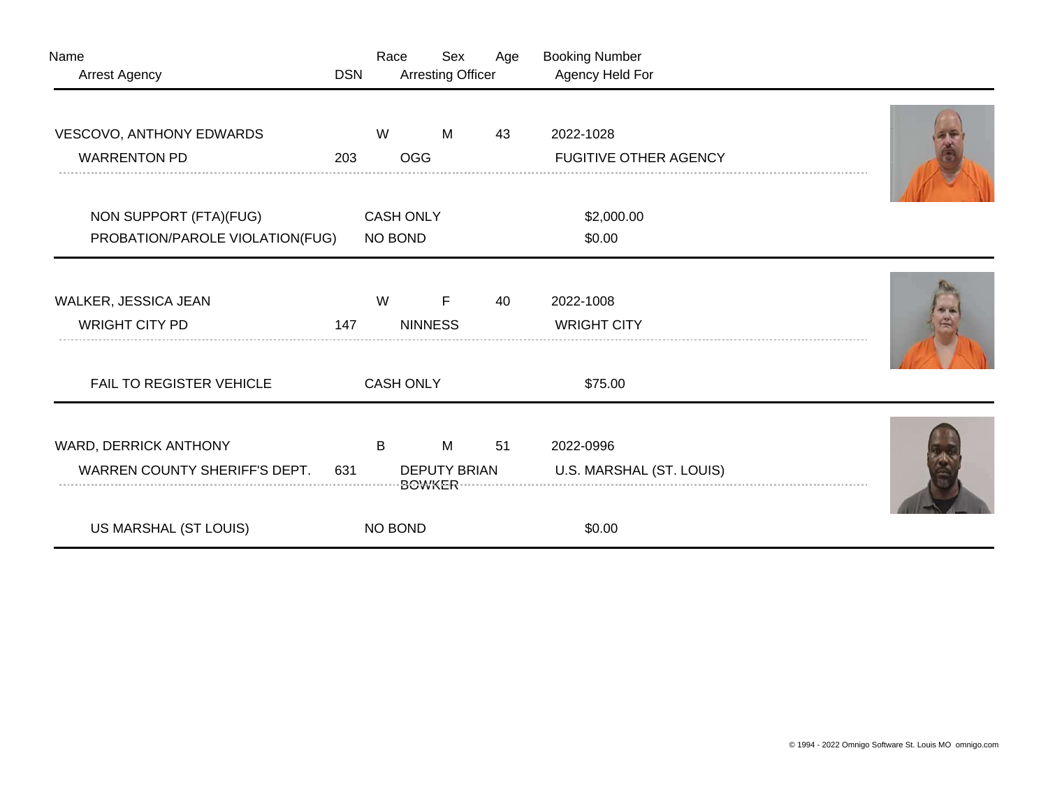| Name | Race | Sex | Age | Booking Number |
| --- | --- | --- | --- | --- |
| Arrest Agency / DSN | Arresting Officer | | | Agency Held For |

| Name | Race | Sex | Age | Booking Number |
| --- | --- | --- | --- | --- |
| VESCOVO, ANTHONY EDWARDS | W | M | 43 | 2022-1028 |

| Arrest Agency | DSN | Arresting Officer | Agency Held For |
| --- | --- | --- | --- |
| WARRENTON PD | 203 | OGG | FUGITIVE OTHER AGENCY |

| Charge | Bond Type | Amount |
| --- | --- | --- |
| NON SUPPORT (FTA)(FUG) | CASH ONLY | $2,000.00 |
| PROBATION/PAROLE VIOLATION(FUG) | NO BOND | $0.00 |

| Name | Race | Sex | Age | Booking Number |
| --- | --- | --- | --- | --- |
| WALKER, JESSICA JEAN | W | F | 40 | 2022-1008 |

| Arrest Agency | DSN | Arresting Officer | Agency Held For |
| --- | --- | --- | --- |
| WRIGHT CITY PD | 147 | NINNESS | WRIGHT CITY |

| Charge | Bond Type | Amount |
| --- | --- | --- |
| FAIL TO REGISTER VEHICLE | CASH ONLY | $75.00 |

| Name | Race | Sex | Age | Booking Number |
| --- | --- | --- | --- | --- |
| WARD, DERRICK ANTHONY | B | M | 51 | 2022-0996 |

| Arrest Agency | DSN | Arresting Officer | Agency Held For |
| --- | --- | --- | --- |
| WARREN COUNTY SHERIFF'S DEPT. | 631 | DEPUTY BRIAN BOWKER | U.S. MARSHAL (ST. LOUIS) |

| Charge | Bond Type | Amount |
| --- | --- | --- |
| US MARSHAL (ST LOUIS) | NO BOND | $0.00 |

© 1994 - 2022 Omnigo Software St. Louis MO omnigo.com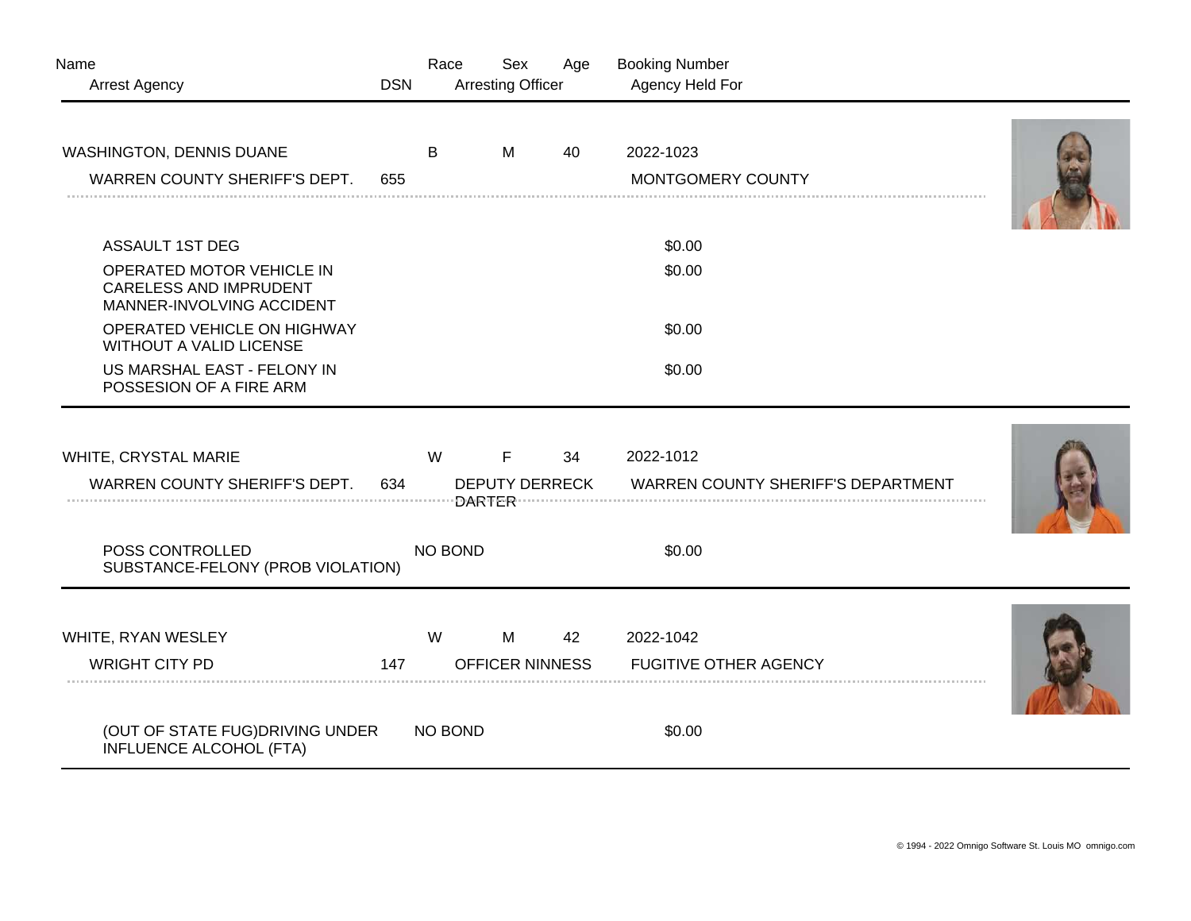| Name | Race | Sex | Age | Booking Number |
|---|---|---|---|---|
| Arrest Agency / DSN | | Arresting Officer | | Agency Held For |

**WASHINGTON, DENNIS DUANE** | B | M | 40 | 2022-1023

WARREN COUNTY SHERIFF'S DEPT. | 655 | | MONTGOMERY COUNTY

| Charge | Bond | Amount |
|---|---|---|
| ASSAULT 1ST DEG | | $0.00 |
| OPERATED MOTOR VEHICLE IN CARELESS AND IMPRUDENT MANNER-INVOLVING ACCIDENT | | $0.00 |
| OPERATED VEHICLE ON HIGHWAY WITHOUT A VALID LICENSE | | $0.00 |
| US MARSHAL EAST - FELONY IN POSSESION OF A FIRE ARM | | $0.00 |

---

**WHITE, CRYSTAL MARIE** | W | F | 34 | 2022-1012

WARREN COUNTY SHERIFF'S DEPT. | 634 | DEPUTY DERRECK DARTER | WARREN COUNTY SHERIFF'S DEPARTMENT

| Charge | Bond | Amount |
|---|---|---|
| POSS CONTROLLED SUBSTANCE-FELONY (PROB VIOLATION) | NO BOND | $0.00 |

---

**WHITE, RYAN WESLEY** | W | M | 42 | 2022-1042

WRIGHT CITY PD | 147 | OFFICER NINNESS | FUGITIVE OTHER AGENCY

| Charge | Bond | Amount |
|---|---|---|
| (OUT OF STATE FUG)DRIVING UNDER INFLUENCE ALCOHOL (FTA) | NO BOND | $0.00 |

© 1994 - 2022 Omnigo Software St. Louis MO omnigo.com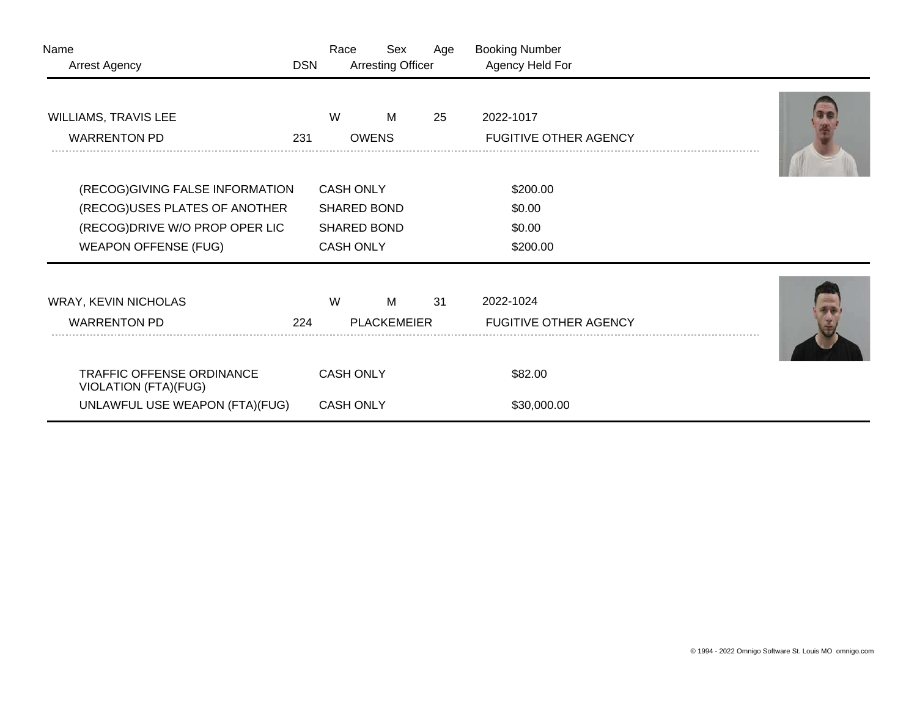| Name | | Race | Sex | Age | Booking Number |
|---|---|---|---|---|---|
| Arrest Agency | DSN | Arresting Officer | | | Agency Held For |

| | | | | | |
|---|---|---|---|---|---|
| WILLIAMS, TRAVIS LEE | | W | M | 25 | 2022-1017 |
| WARRENTON PD | 231 | OWENS | | | FUGITIVE OTHER AGENCY |

| | | |
|---|---|---|
| (RECOG)GIVING FALSE INFORMATION | CASH ONLY | $200.00 |
| (RECOG)USES PLATES OF ANOTHER | SHARED BOND | $0.00 |
| (RECOG)DRIVE W/O PROP OPER LIC | SHARED BOND | $0.00 |
| WEAPON OFFENSE (FUG) | CASH ONLY | $200.00 |

| | | | | | |
|---|---|---|---|---|---|
| WRAY, KEVIN NICHOLAS | | W | M | 31 | 2022-1024 |
| WARRENTON PD | 224 | PLACKEMEIER | | | FUGITIVE OTHER AGENCY |

| | | |
|---|---|---|
| TRAFFIC OFFENSE ORDINANCE VIOLATION (FTA)(FUG) | CASH ONLY | $82.00 |
| UNLAWFUL USE WEAPON (FTA)(FUG) | CASH ONLY | $30,000.00 |

© 1994 - 2022 Omnigo Software St. Louis MO omnigo.com